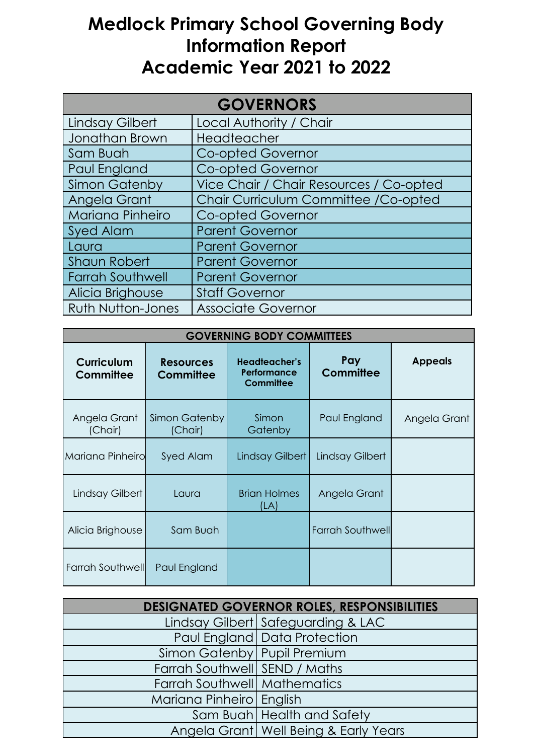# Medlock Primary School Governing Body Information Report Academic Year 2021 to 2022

| GOVERNORS | |
|---|---|
| Lindsay Gilbert | Local Authority / Chair |
| Jonathan Brown | Headteacher |
| Sam Buah | Co-opted Governor |
| Paul England | Co-opted Governor |
| Simon Gatenby | Vice Chair / Chair Resources / Co-opted |
| Angela Grant | Chair Curriculum Committee /Co-opted |
| Mariana Pinheiro | Co-opted Governor |
| Syed Alam | Parent Governor |
| Laura | Parent Governor |
| Shaun Robert | Parent Governor |
| Farrah Southwell | Parent Governor |
| Alicia Brighouse | Staff Governor |
| Ruth Nutton-Jones | Associate Governor |

**GOVERNING BODY COMMITTEES**

| Curriculum Committee | Resources Committee | Headteacher's Performance Committee | Pay Committee | Appeals |
|---|---|---|---|---|
| Angela Grant (Chair) | Simon Gatenby (Chair) | Simon Gatenby | Paul England | Angela Grant |
| Mariana Pinheiro | Syed Alam | Lindsay Gilbert | Lindsay Gilbert | |
| Lindsay Gilbert | Laura | Brian Holmes (LA) | Angela Grant | |
| Alicia Brighouse | Sam Buah | | Farrah Southwell | |
| Farrah Southwell | Paul England | | | |

| DESIGNATED GOVERNOR ROLES, RESPONSIBILITIES | |
|---|---|
| Lindsay Gilbert | Safeguarding & LAC |
| Paul England | Data Protection |
| Simon Gatenby | Pupil Premium |
| Farrah Southwell | SEND / Maths |
| Farrah Southwell | Mathematics |
| Mariana Pinheiro | English |
| Sam Buah | Health and Safety |
| Angela Grant | Well Being & Early Years |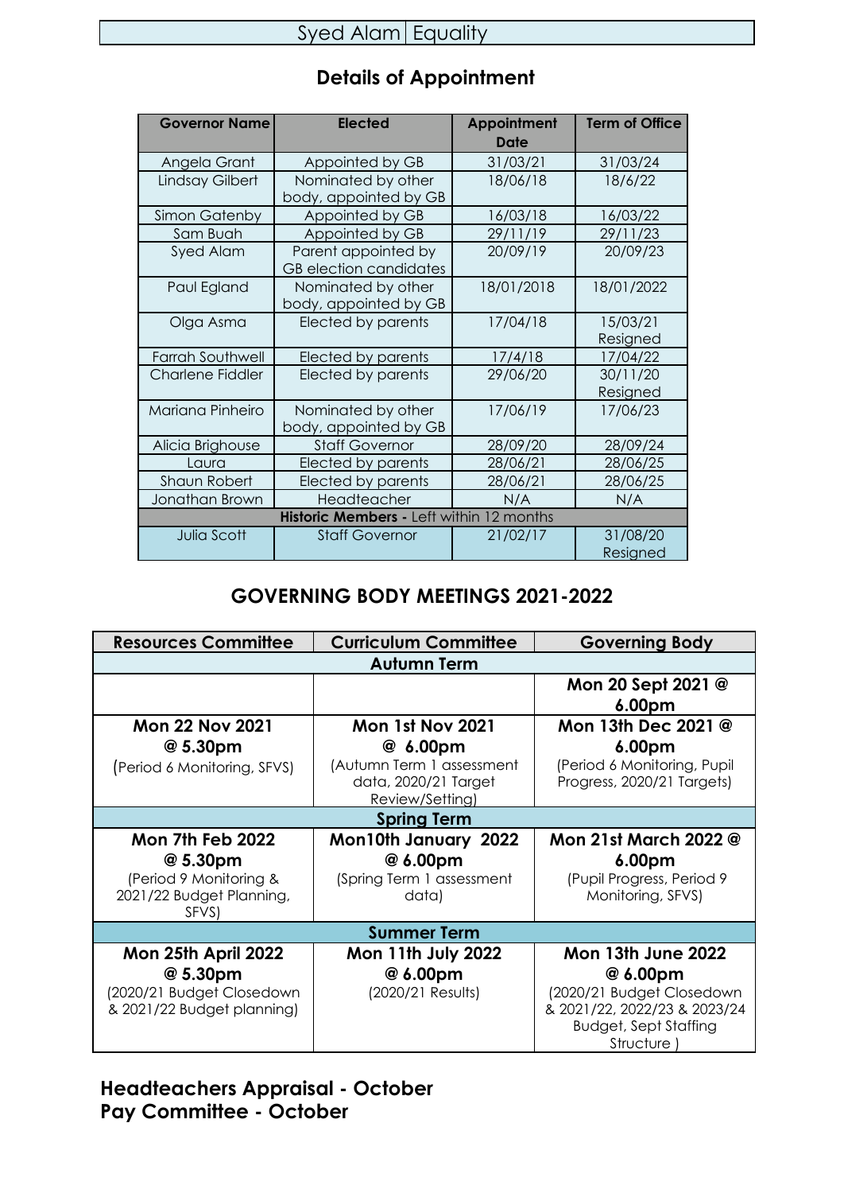Syed Alam | Equality

## Details of Appointment

| Governor Name | Elected | Appointment Date | Term of Office |
|---|---|---|---|
| Angela Grant | Appointed by GB | 31/03/21 | 31/03/24 |
| Lindsay Gilbert | Nominated by other body, appointed by GB | 18/06/18 | 18/6/22 |
| Simon Gatenby | Appointed by GB | 16/03/18 | 16/03/22 |
| Sam Buah | Appointed by GB | 29/11/19 | 29/11/23 |
| Syed Alam | Parent appointed by GB election candidates | 20/09/19 | 20/09/23 |
| Paul Egland | Nominated by other body, appointed by GB | 18/01/2018 | 18/01/2022 |
| Olga Asma | Elected by parents | 17/04/18 | 15/03/21 Resigned |
| Farrah Southwell | Elected by parents | 17/4/18 | 17/04/22 |
| Charlene Fiddler | Elected by parents | 29/06/20 | 30/11/20 Resigned |
| Mariana Pinheiro | Nominated by other body, appointed by GB | 17/06/19 | 17/06/23 |
| Alicia Brighouse | Staff Governor | 28/09/20 | 28/09/24 |
| Laura | Elected by parents | 28/06/21 | 28/06/25 |
| Shaun Robert | Elected by parents | 28/06/21 | 28/06/25 |
| Jonathan Brown | Headteacher | N/A | N/A |
| **Historic Members** - Left within 12 months | | | |
| Julia Scott | Staff Governor | 21/02/17 | 31/08/20 Resigned |

## GOVERNING BODY MEETINGS 2021-2022

| Resources Committee | Curriculum Committee | Governing Body |
|---|---|---|
| **Autumn Term** | | |
| | | **Mon 20 Sept 2021 @ 6.00pm** |
| **Mon 22 Nov 2021 @ 5.30pm** (Period 6 Monitoring, SFVS) | **Mon 1st Nov 2021 @ 6.00pm** (Autumn Term 1 assessment data, 2020/21 Target Review/Setting) | **Mon 13th Dec 2021 @ 6.00pm** (Period 6 Monitoring, Pupil Progress, 2020/21 Targets) |
| **Spring Term** | | |
| **Mon 7th Feb 2022 @ 5.30pm** (Period 9 Monitoring & 2021/22 Budget Planning, SFVS) | **Mon10th January 2022 @ 6.00pm** (Spring Term 1 assessment data) | **Mon 21st March 2022 @ 6.00pm** (Pupil Progress, Period 9 Monitoring, SFVS) |
| **Summer Term** | | |
| **Mon 25th April 2022 @ 5.30pm** (2020/21 Budget Closedown & 2021/22 Budget planning) | **Mon 11th July 2022 @ 6.00pm** (2020/21 Results) | **Mon 13th June 2022 @ 6.00pm** (2020/21 Budget Closedown & 2021/22, 2022/23 & 2023/24 Budget, Sept Staffing Structure ) |

**Headteachers Appraisal - October**
**Pay Committee - October**